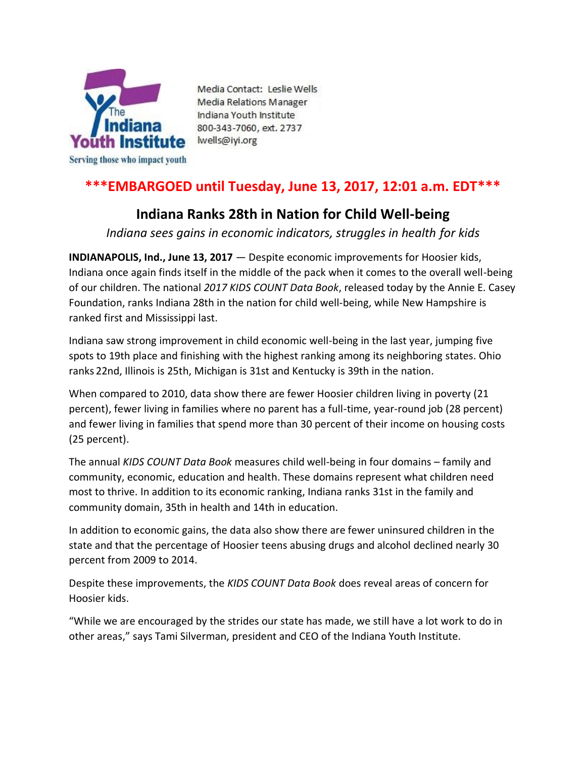The Indiana Youth Institute
Serving those who impact youth

Media Contact: Leslie Wells
Media Relations Manager
Indiana Youth Institute
800-343-7060, ext. 2737
lwells@iyi.org

**\*\*\*EMBARGOED until Tuesday, June 13, 2017, 12:01 a.m. EDT\*\*\***

# Indiana Ranks 28th in Nation for Child Well-being

*Indiana sees gains in economic indicators, struggles in health for kids*

**INDIANAPOLIS, Ind., June 13, 2017** — Despite economic improvements for Hoosier kids, Indiana once again finds itself in the middle of the pack when it comes to the overall well-being of our children. The national *2017 KIDS COUNT Data Book*, released today by the Annie E. Casey Foundation, ranks Indiana 28th in the nation for child well-being, while New Hampshire is ranked first and Mississippi last.

Indiana saw strong improvement in child economic well-being in the last year, jumping five spots to 19th place and finishing with the highest ranking among its neighboring states. Ohio ranks 22nd, Illinois is 25th, Michigan is 31st and Kentucky is 39th in the nation.

When compared to 2010, data show there are fewer Hoosier children living in poverty (21 percent), fewer living in families where no parent has a full-time, year-round job (28 percent) and fewer living in families that spend more than 30 percent of their income on housing costs (25 percent).

The annual *KIDS COUNT Data Book* measures child well-being in four domains – family and community, economic, education and health. These domains represent what children need most to thrive. In addition to its economic ranking, Indiana ranks 31st in the family and community domain, 35th in health and 14th in education.

In addition to economic gains, the data also show there are fewer uninsured children in the state and that the percentage of Hoosier teens abusing drugs and alcohol declined nearly 30 percent from 2009 to 2014.

Despite these improvements, the *KIDS COUNT Data Book* does reveal areas of concern for Hoosier kids.

"While we are encouraged by the strides our state has made, we still have a lot work to do in other areas," says Tami Silverman, president and CEO of the Indiana Youth Institute.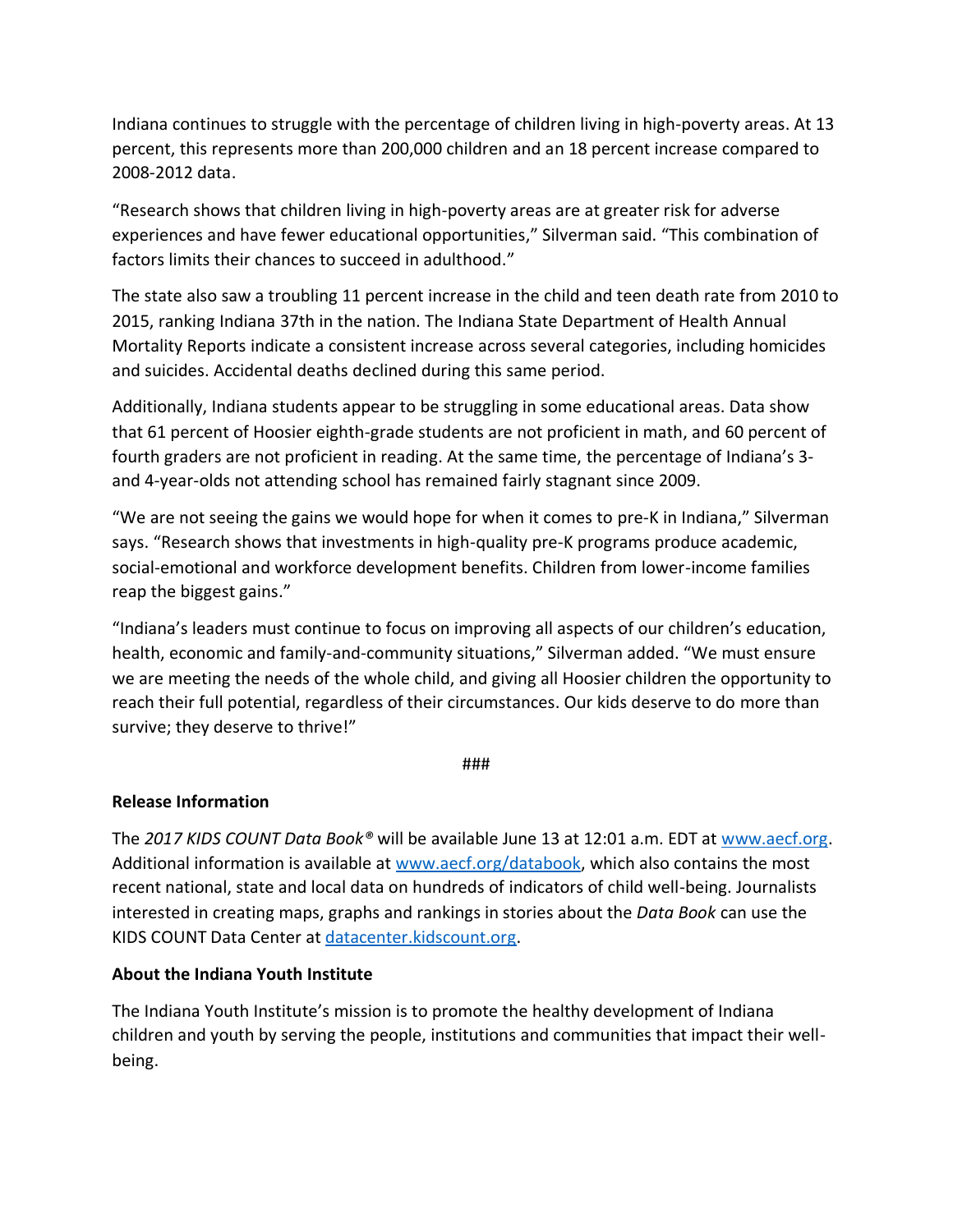Indiana continues to struggle with the percentage of children living in high-poverty areas. At 13 percent, this represents more than 200,000 children and an 18 percent increase compared to 2008-2012 data.

"Research shows that children living in high-poverty areas are at greater risk for adverse experiences and have fewer educational opportunities," Silverman said. "This combination of factors limits their chances to succeed in adulthood."

The state also saw a troubling 11 percent increase in the child and teen death rate from 2010 to 2015, ranking Indiana 37th in the nation. The Indiana State Department of Health Annual Mortality Reports indicate a consistent increase across several categories, including homicides and suicides. Accidental deaths declined during this same period.

Additionally, Indiana students appear to be struggling in some educational areas. Data show that 61 percent of Hoosier eighth-grade students are not proficient in math, and 60 percent of fourth graders are not proficient in reading. At the same time, the percentage of Indiana's 3- and 4-year-olds not attending school has remained fairly stagnant since 2009.

"We are not seeing the gains we would hope for when it comes to pre-K in Indiana," Silverman says. "Research shows that investments in high-quality pre-K programs produce academic, social-emotional and workforce development benefits. Children from lower-income families reap the biggest gains."

"Indiana's leaders must continue to focus on improving all aspects of our children's education, health, economic and family-and-community situations," Silverman added. "We must ensure we are meeting the needs of the whole child, and giving all Hoosier children the opportunity to reach their full potential, regardless of their circumstances. Our kids deserve to do more than survive; they deserve to thrive!"

###

**Release Information**

The *2017 KIDS COUNT Data Book®* will be available June 13 at 12:01 a.m. EDT at [www.aecf.org](www.aecf.org). Additional information is available at [www.aecf.org/databook](www.aecf.org/databook), which also contains the most recent national, state and local data on hundreds of indicators of child well-being. Journalists interested in creating maps, graphs and rankings in stories about the *Data Book* can use the KIDS COUNT Data Center at [datacenter.kidscount.org](datacenter.kidscount.org).

**About the Indiana Youth Institute**

The Indiana Youth Institute's mission is to promote the healthy development of Indiana children and youth by serving the people, institutions and communities that impact their well-being.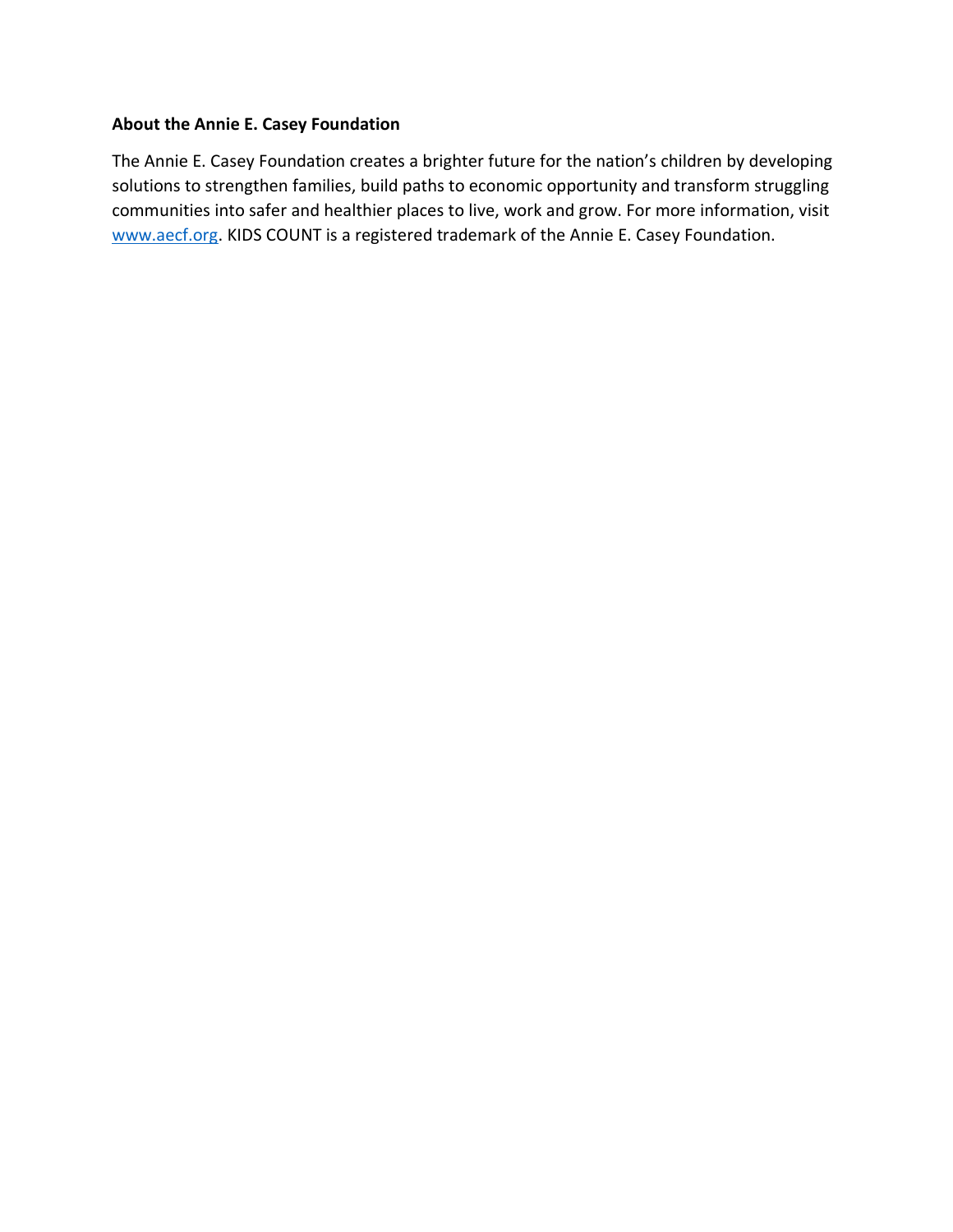**About the Annie E. Casey Foundation**

The Annie E. Casey Foundation creates a brighter future for the nation's children by developing solutions to strengthen families, build paths to economic opportunity and transform struggling communities into safer and healthier places to live, work and grow. For more information, visit [www.aecf.org](http://www.aecf.org). KIDS COUNT is a registered trademark of the Annie E. Casey Foundation.